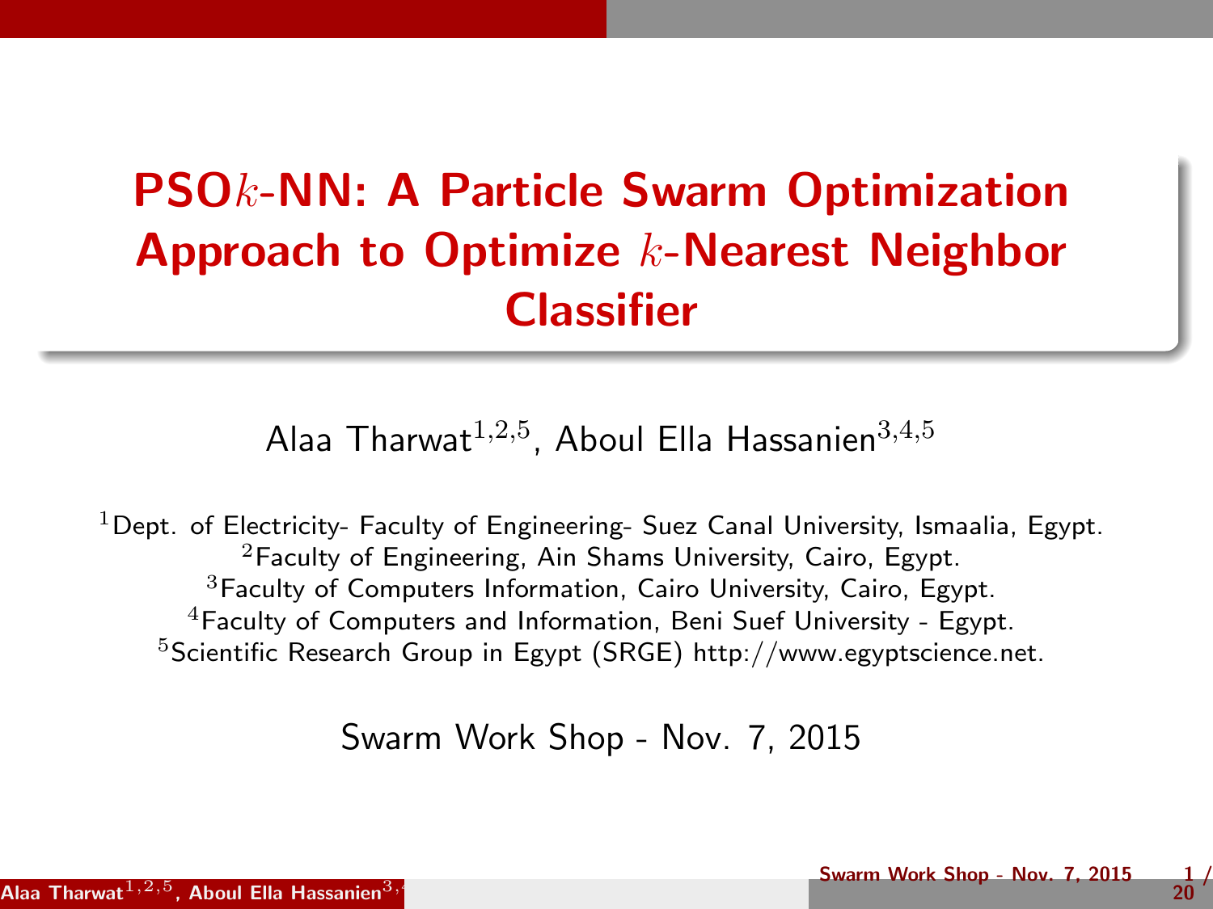# PSO$k$-NN: A Particle Swarm Optimization Approach to Optimize $k$-Nearest Neighbor Classifier

Alaa Tharwat[1,2,5], Aboul Ella Hassanien[3,4,5]

[1]Dept. of Electricity- Faculty of Engineering- Suez Canal University, Ismaalia, Egypt.
[2]Faculty of Engineering, Ain Shams University, Cairo, Egypt.
[3]Faculty of Computers Information, Cairo University, Cairo, Egypt.
[4]Faculty of Computers and Information, Beni Suef University - Egypt.
[5]Scientific Research Group in Egypt (SRGE) http://www.egyptscience.net.

Swarm Work Shop - Nov. 7, 2015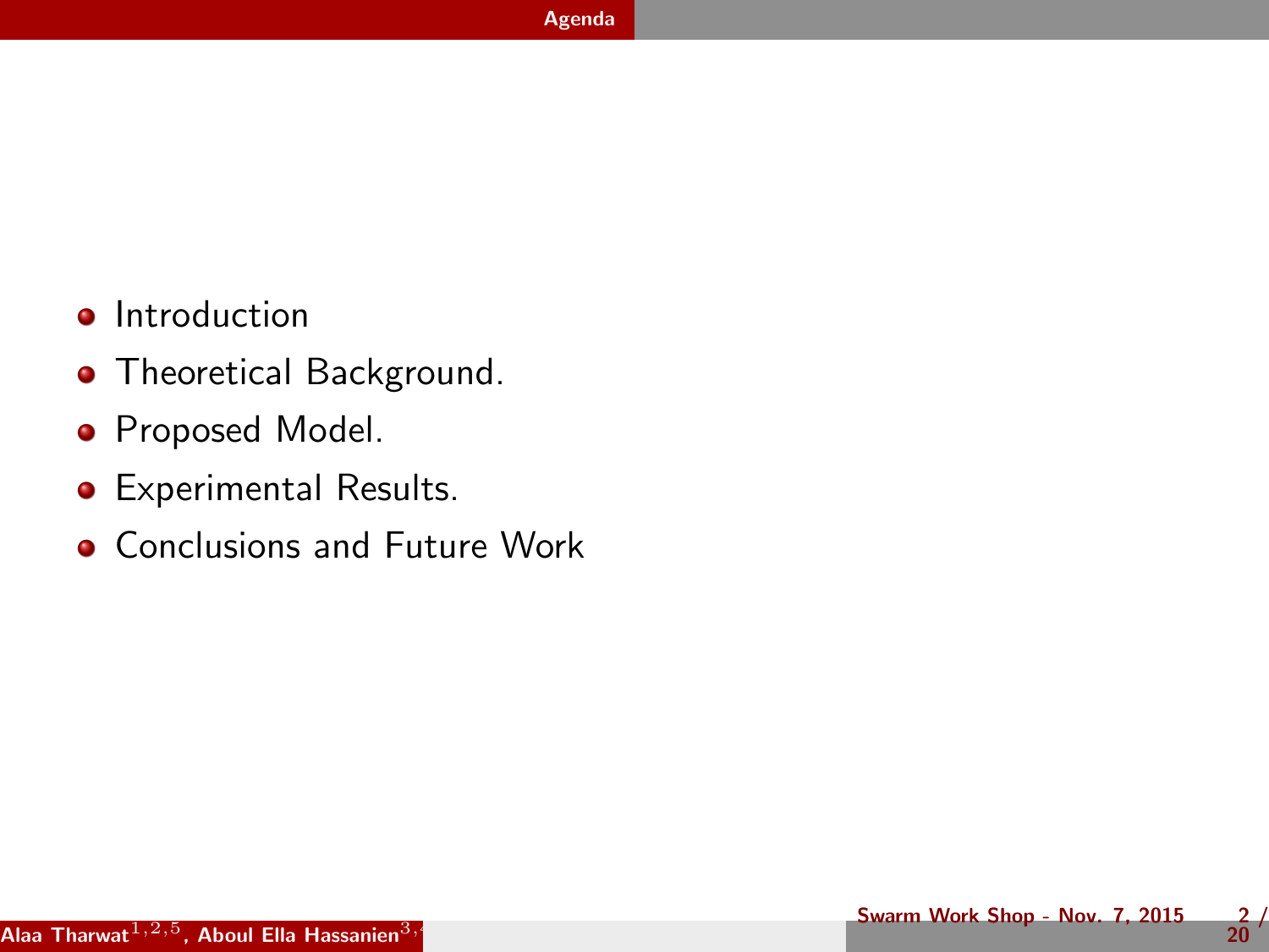## Agenda

- Introduction
- Theoretical Background.
- Proposed Model.
- Experimental Results.
- Conclusions and Future Work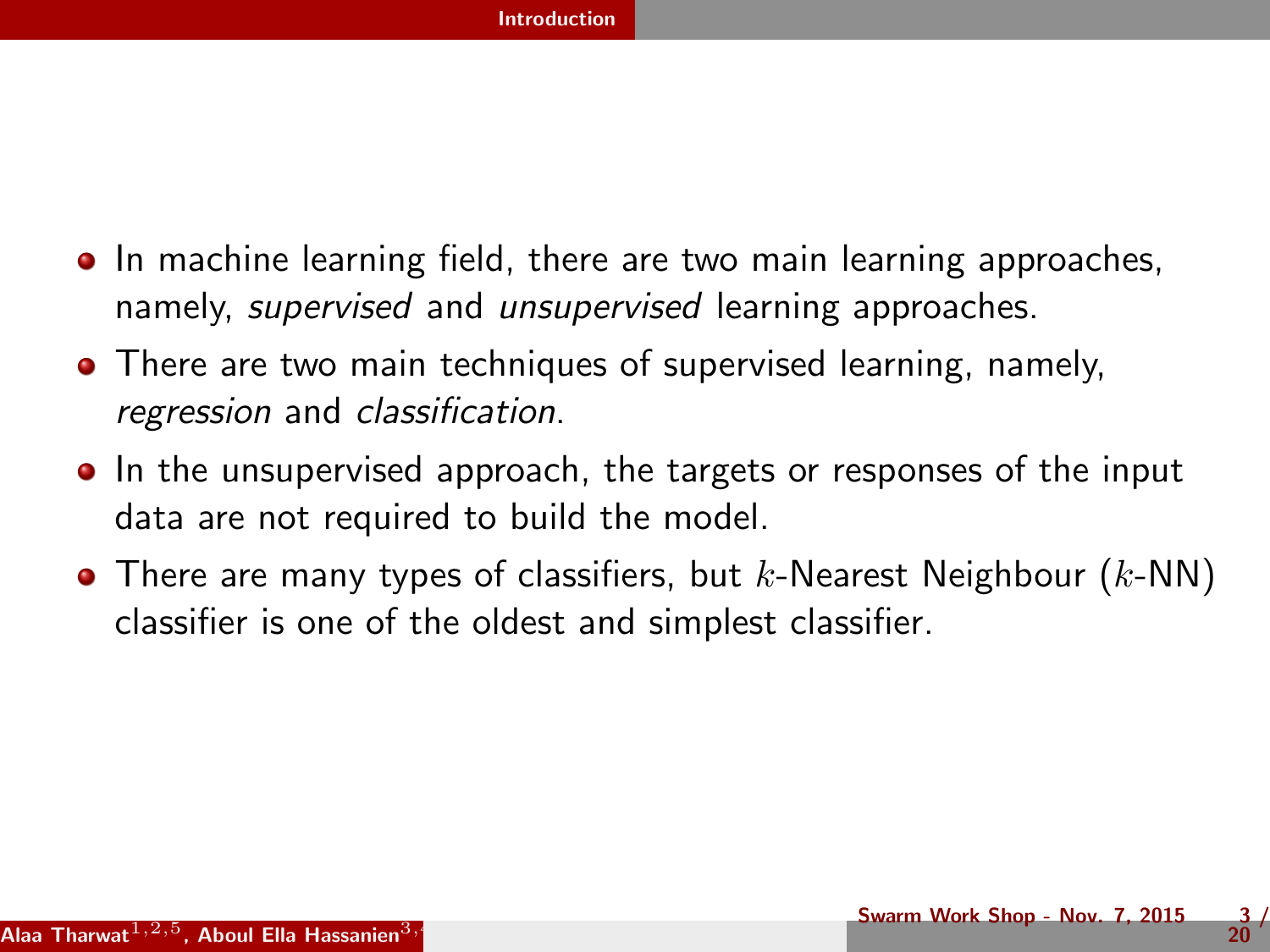## Introduction

- In machine learning field, there are two main learning approaches, namely, *supervised* and *unsupervised* learning approaches.
- There are two main techniques of supervised learning, namely, *regression* and *classification*.
- In the unsupervised approach, the targets or responses of the input data are not required to build the model.
- There are many types of classifiers, but $k$-Nearest Neighbour ($k$-NN) classifier is one of the oldest and simplest classifier.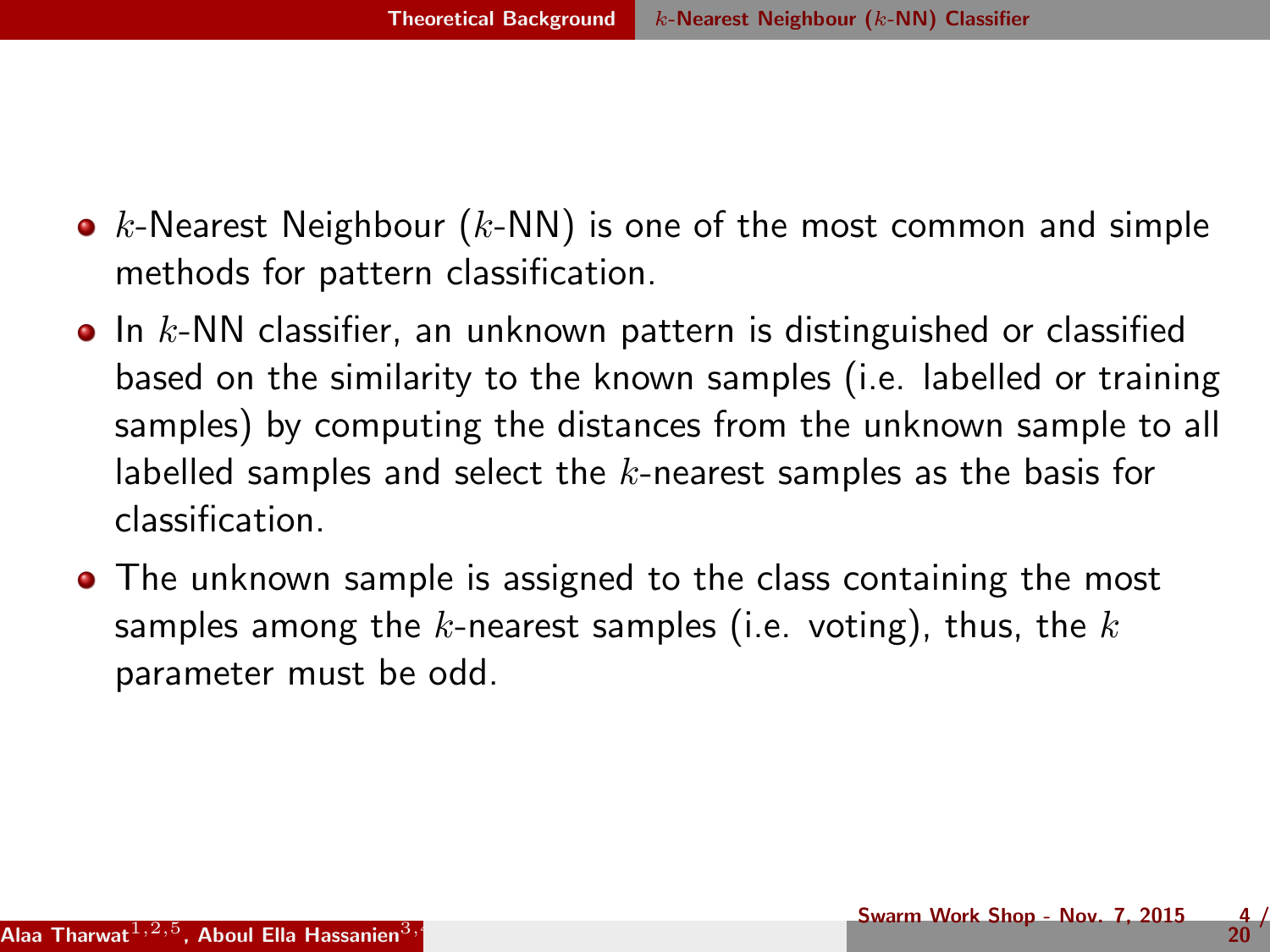- $k$-Nearest Neighbour ($k$-NN) is one of the most common and simple methods for pattern classification.
- In $k$-NN classifier, an unknown pattern is distinguished or classified based on the similarity to the known samples (i.e. labelled or training samples) by computing the distances from the unknown sample to all labelled samples and select the $k$-nearest samples as the basis for classification.
- The unknown sample is assigned to the class containing the most samples among the $k$-nearest samples (i.e. voting), thus, the $k$ parameter must be odd.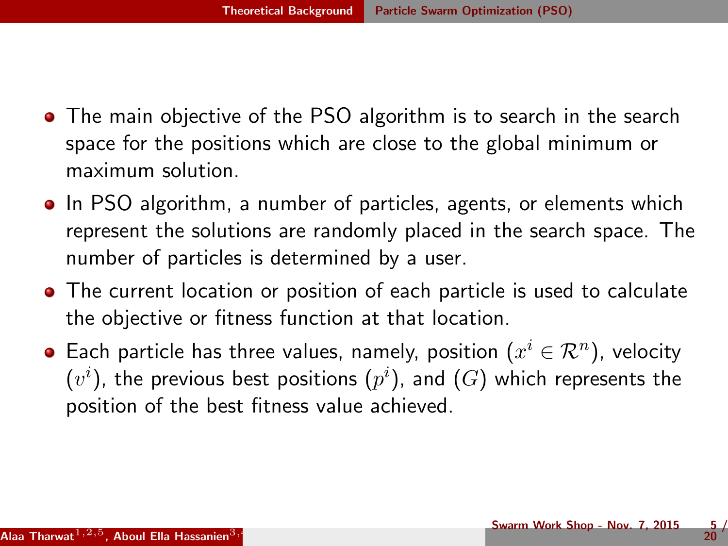- The main objective of the PSO algorithm is to search in the search space for the positions which are close to the global minimum or maximum solution.
- In PSO algorithm, a number of particles, agents, or elements which represent the solutions are randomly placed in the search space. The number of particles is determined by a user.
- The current location or position of each particle is used to calculate the objective or fitness function at that location.
- Each particle has three values, namely, position ($x^i \in \mathcal{R}^n$), velocity ($v^i$), the previous best positions ($p^i$), and ($G$) which represents the position of the best fitness value achieved.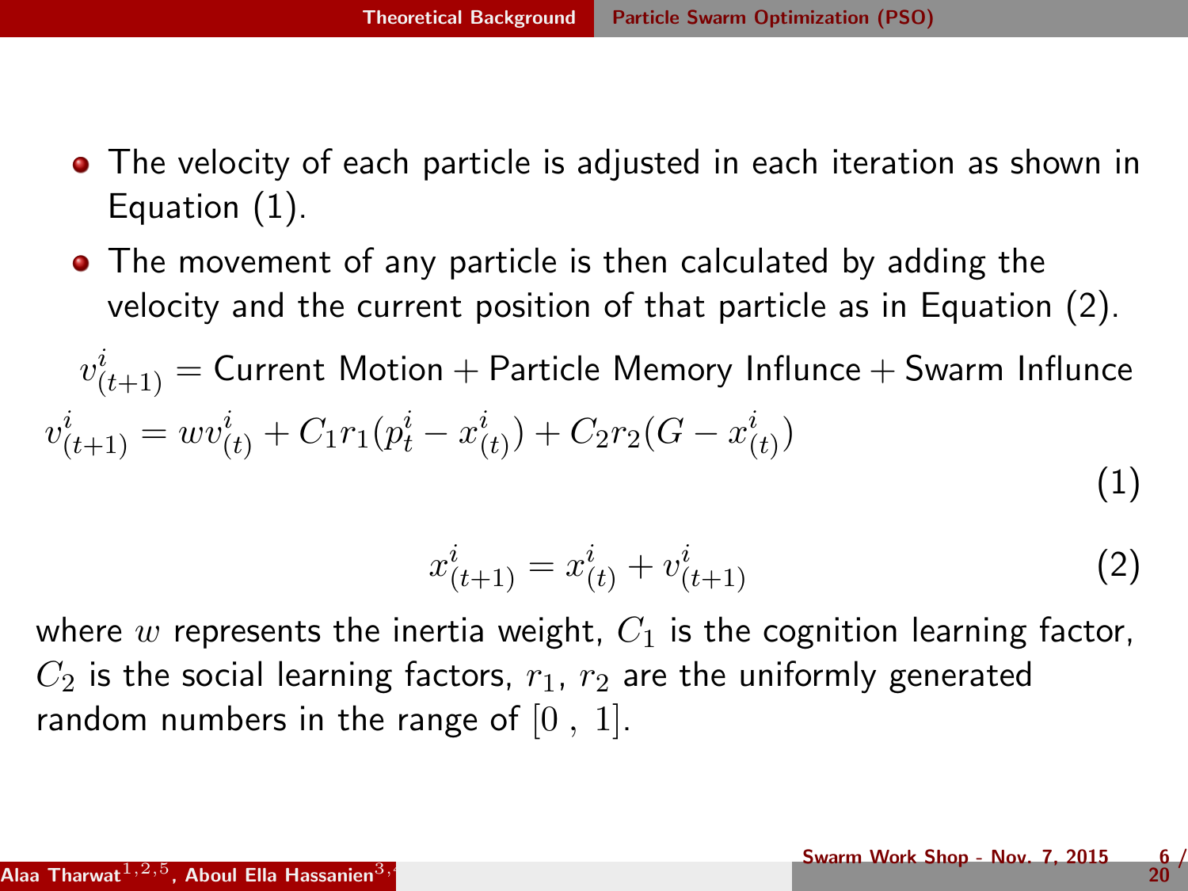- The velocity of each particle is adjusted in each iteration as shown in Equation (1).
- The movement of any particle is then calculated by adding the velocity and the current position of that particle as in Equation (2).

$$v^i_{(t+1)} = \text{Current Motion} + \text{Particle Memory Influnce} + \text{Swarm Influnce}$$

$$v^i_{(t+1)} = wv^i_{(t)} + C_1 r_1 (p^i_t - x^i_{(t)}) + C_2 r_2 (G - x^i_{(t)}) \tag{1}$$

$$x^i_{(t+1)} = x^i_{(t)} + v^i_{(t+1)} \tag{2}$$

where $w$ represents the inertia weight, $C_1$ is the cognition learning factor, $C_2$ is the social learning factors, $r_1$, $r_2$ are the uniformly generated random numbers in the range of $[0\ ,\ 1]$.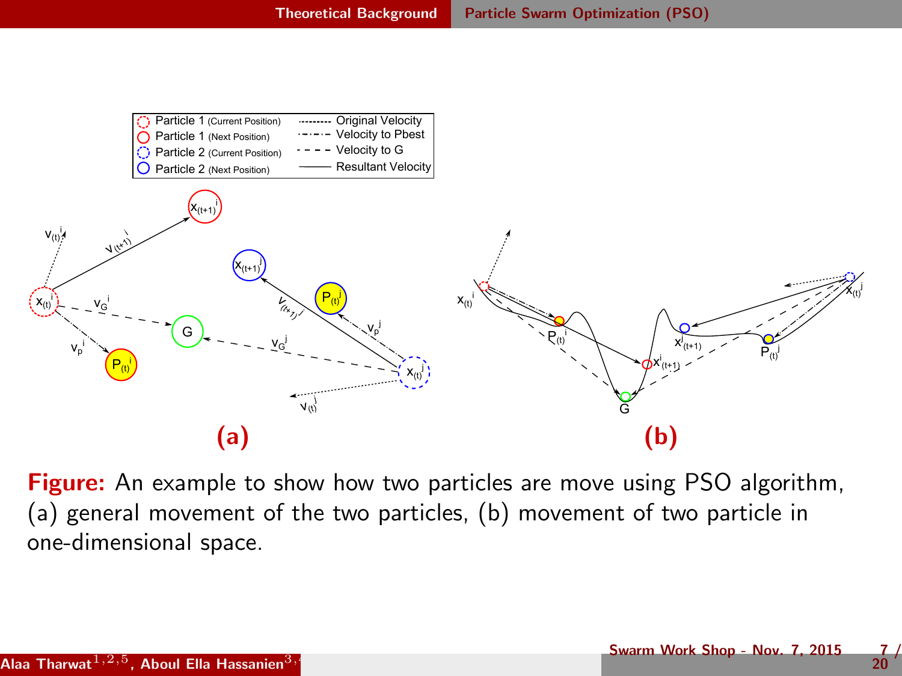**Figure:** An example to show how two particles are move using PSO algorithm, (a) general movement of the two particles, (b) movement of two particle in one-dimensional space.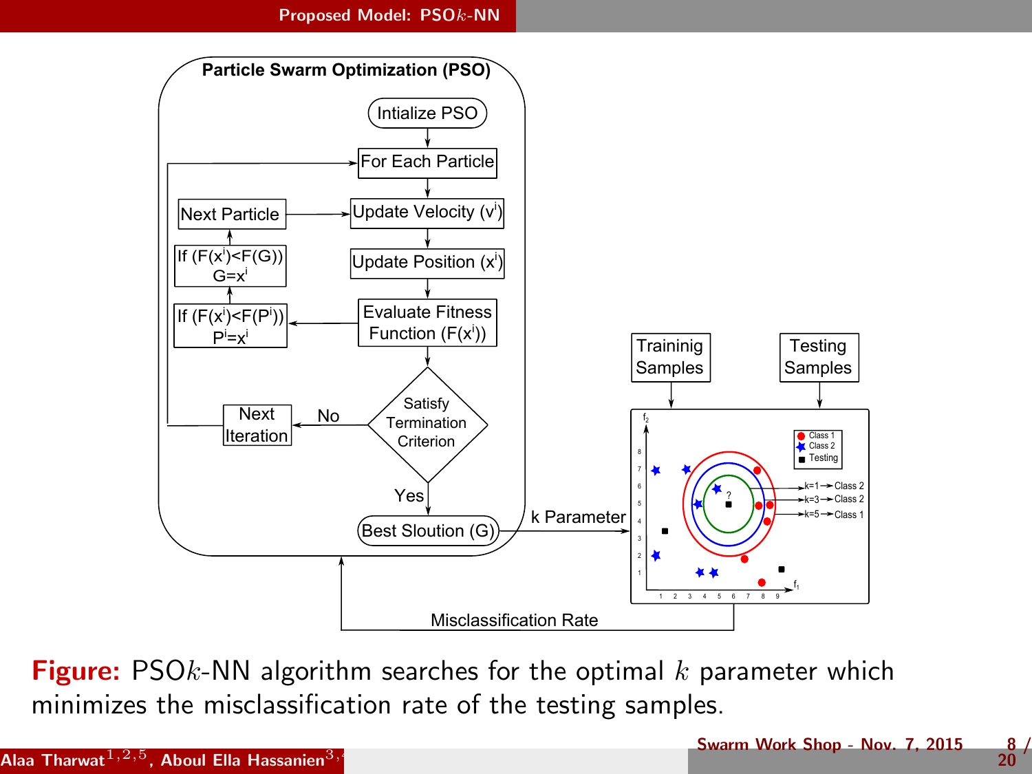## Proposed Model: PSO$k$-NN

**Figure:** PSO$k$-NN algorithm searches for the optimal $k$ parameter which minimizes the misclassification rate of the testing samples.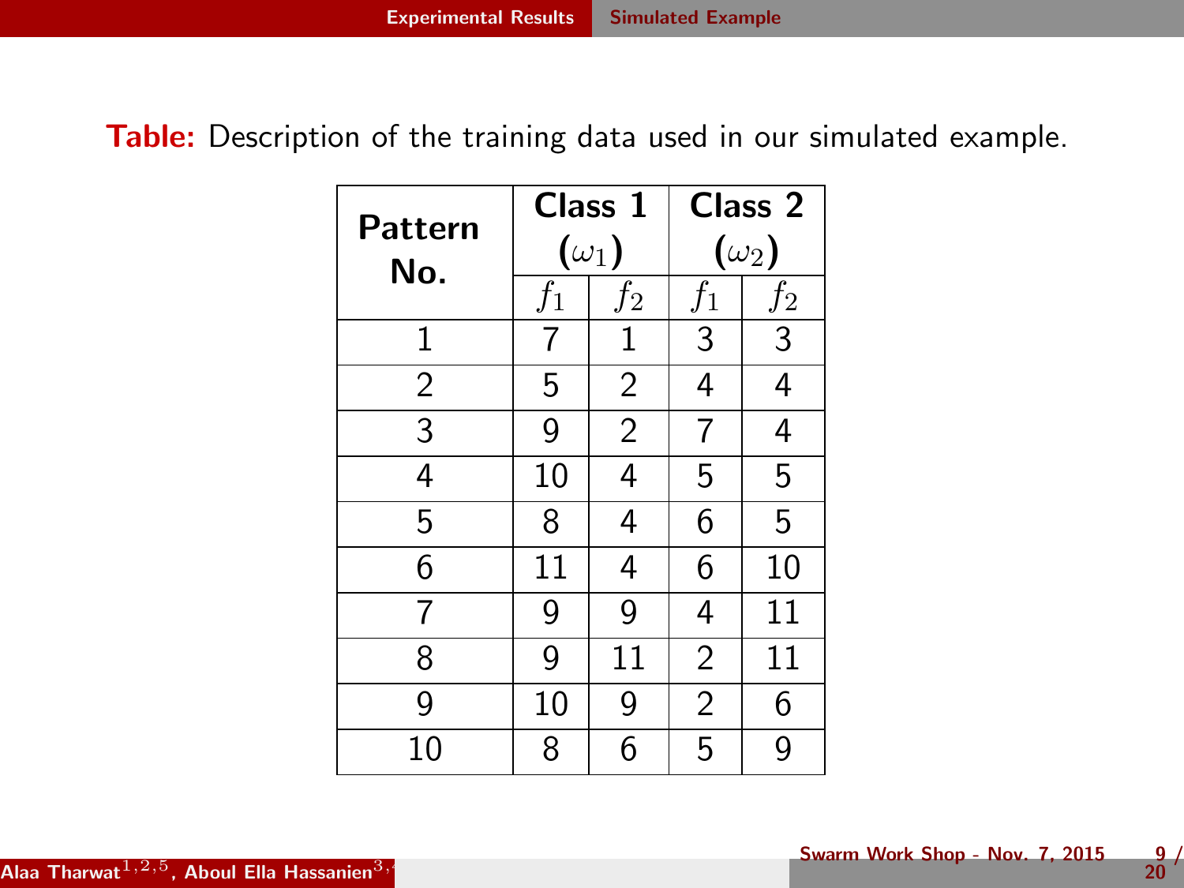**Table:** Description of the training data used in our simulated example.

| Pattern No. | Class 1 ($\omega_1$) | | Class 2 ($\omega_2$) | |
|---|---|---|---|---|
| | $f_1$ | $f_2$ | $f_1$ | $f_2$ |
| 1 | 7 | 1 | 3 | 3 |
| 2 | 5 | 2 | 4 | 4 |
| 3 | 9 | 2 | 7 | 4 |
| 4 | 10 | 4 | 5 | 5 |
| 5 | 8 | 4 | 6 | 5 |
| 6 | 11 | 4 | 6 | 10 |
| 7 | 9 | 9 | 4 | 11 |
| 8 | 9 | 11 | 2 | 11 |
| 9 | 10 | 9 | 2 | 6 |
| 10 | 8 | 6 | 5 | 9 |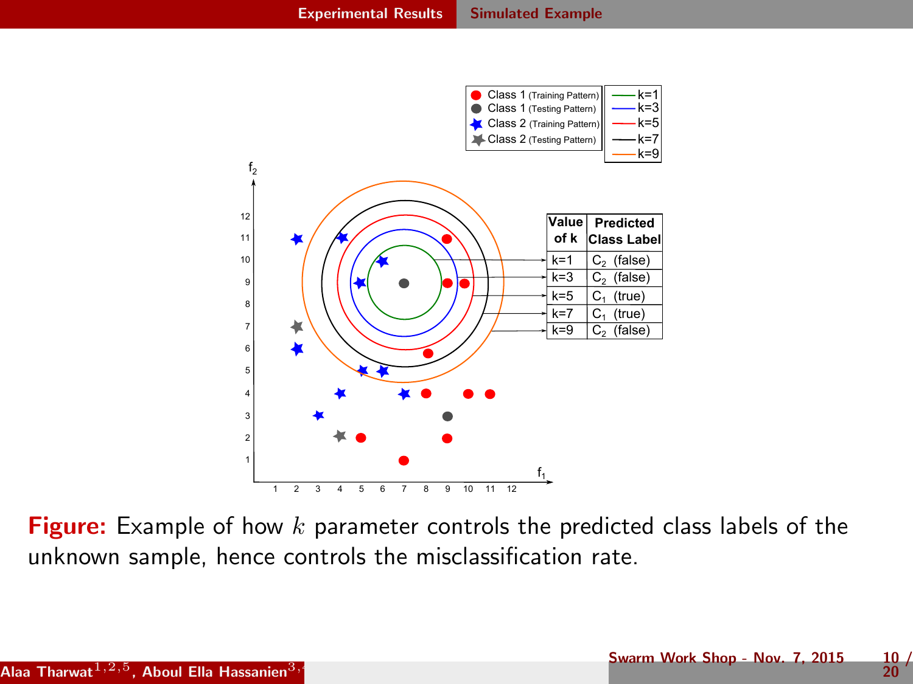| Value of k | Predicted Class Label |
| --- | --- |
| k=1 | $C_2$ (false) |
| k=3 | $C_2$ (false) |
| k=5 | $C_1$ (true) |
| k=7 | $C_1$ (true) |
| k=9 | $C_2$ (false) |

**Figure:** Example of how $k$ parameter controls the predicted class labels of the unknown sample, hence controls the misclassification rate.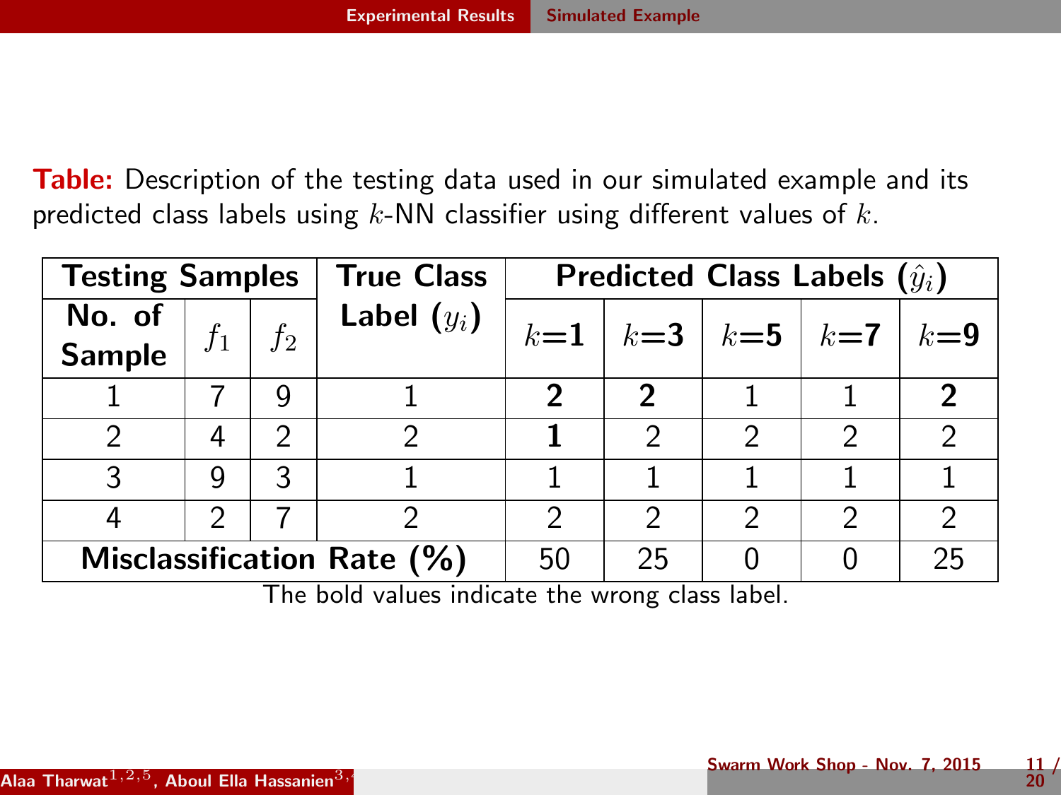**Table:** Description of the testing data used in our simulated example and its predicted class labels using $k$-NN classifier using different values of $k$.

| Testing Samples | | | True Class Label ($y_i$) | Predicted Class Labels ($\hat{y}_i$) | | | | |
|---|---|---|---|---|---|---|---|---|
| No. of Sample | $f_1$ | $f_2$ | | $k$=1 | $k$=3 | $k$=5 | $k$=7 | $k$=9 |
| 1 | 7 | 9 | 1 | **2** | **2** | 1 | 1 | **2** |
| 2 | 4 | 2 | 2 | **1** | 2 | 2 | 2 | 2 |
| 3 | 9 | 3 | 1 | 1 | 1 | 1 | 1 | 1 |
| 4 | 2 | 7 | 2 | 2 | 2 | 2 | 2 | 2 |
| **Misclassification Rate (%)** | | | | 50 | 25 | 0 | 0 | 25 |

The bold values indicate the wrong class label.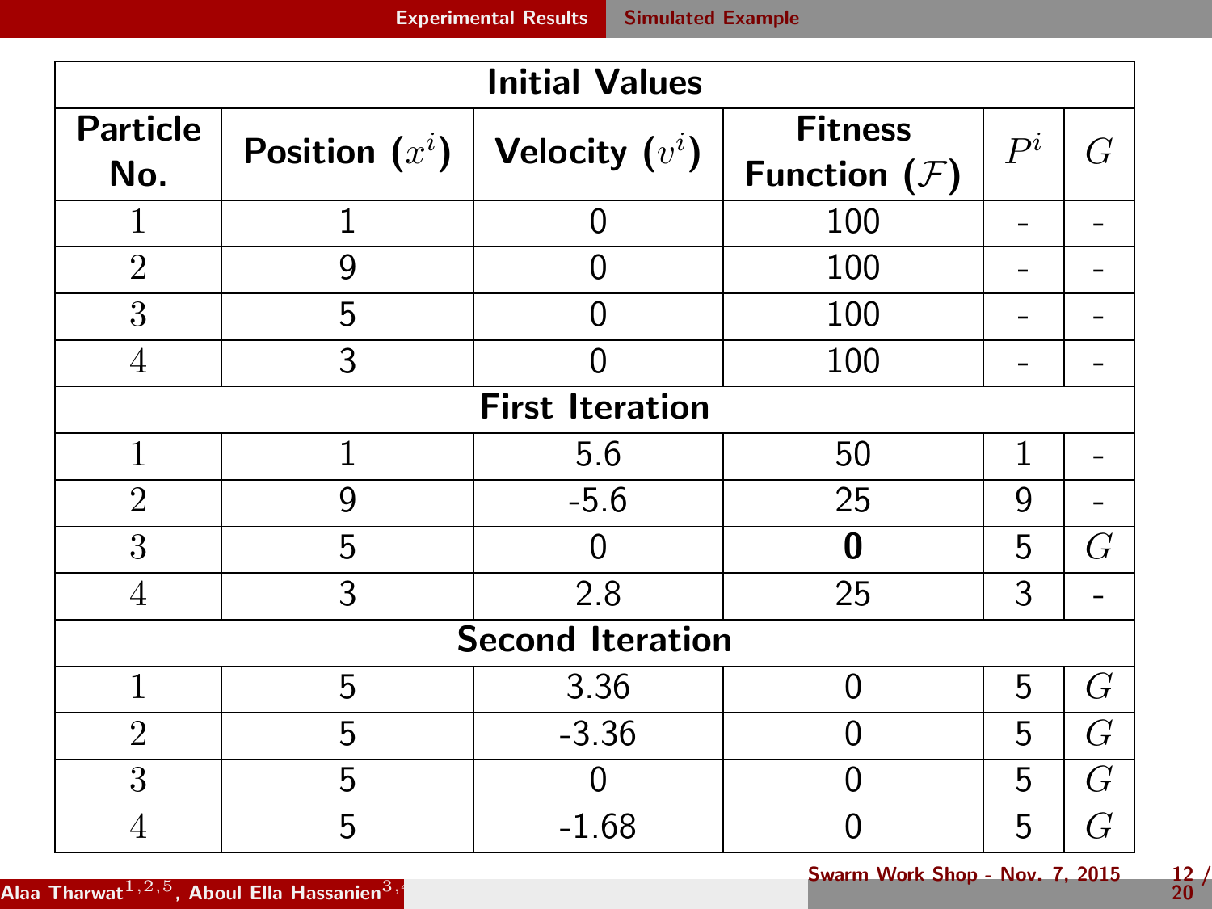| Particle No. | Position ($x^i$) | Velocity ($v^i$) | Fitness Function ($\mathcal{F}$) | $P^i$ | $G$ |
|---|---|---|---|---|---|
| **Initial Values** | | | | | |
| 1 | 1 | 0 | 100 | - | - |
| 2 | 9 | 0 | 100 | - | - |
| 3 | 5 | 0 | 100 | - | - |
| 4 | 3 | 0 | 100 | - | - |
| **First Iteration** | | | | | |
| 1 | 1 | 5.6 | 50 | 1 | - |
| 2 | 9 | -5.6 | 25 | 9 | - |
| 3 | 5 | 0 | **0** | 5 | $G$ |
| 4 | 3 | 2.8 | 25 | 3 | - |
| **Second Iteration** | | | | | |
| 1 | 5 | 3.36 | 0 | 5 | $G$ |
| 2 | 5 | -3.36 | 0 | 5 | $G$ |
| 3 | 5 | 0 | 0 | 5 | $G$ |
| 4 | 5 | -1.68 | 0 | 5 | $G$ |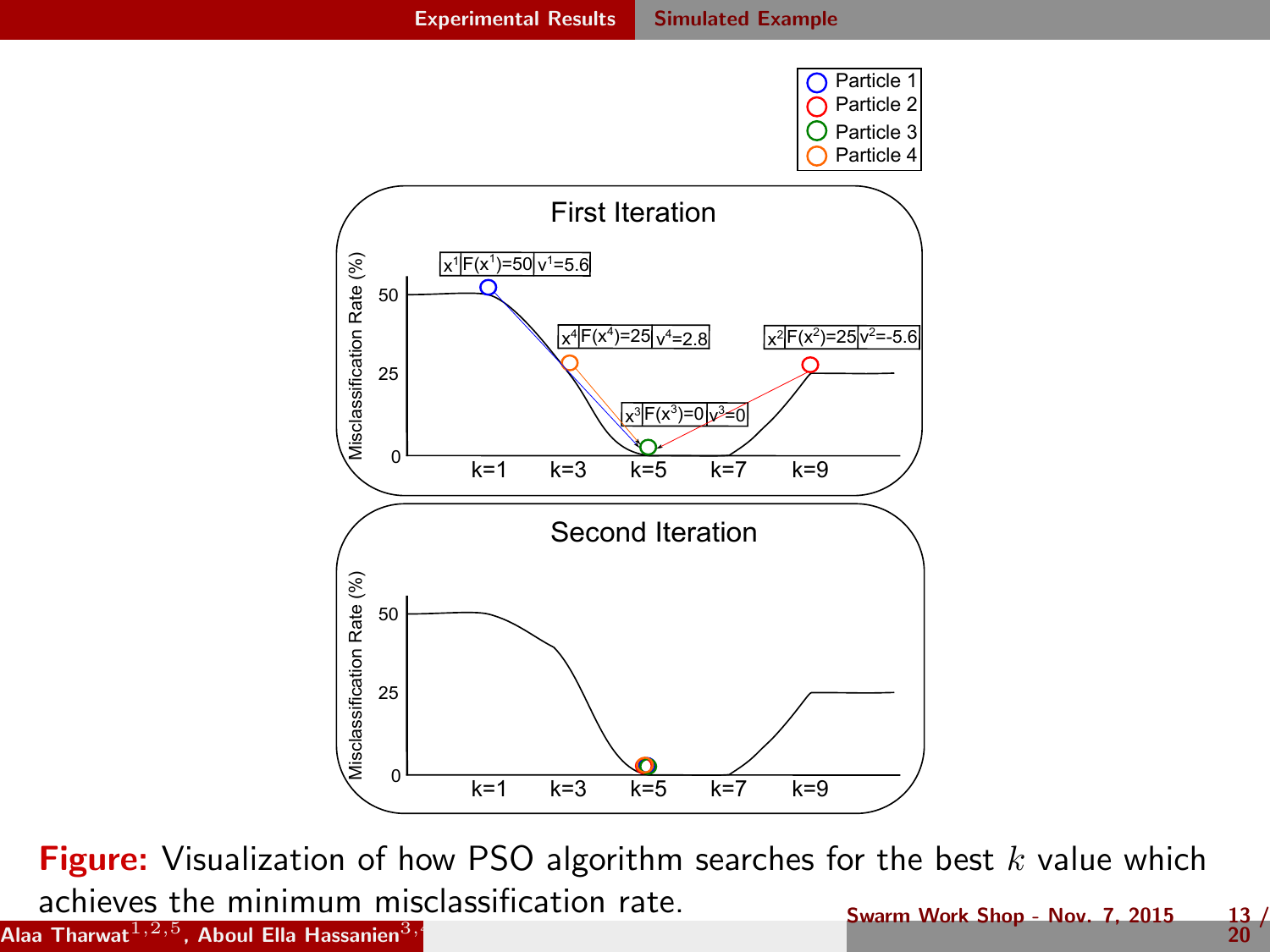**Figure:** Visualization of how PSO algorithm searches for the best $k$ value which achieves the minimum misclassification rate.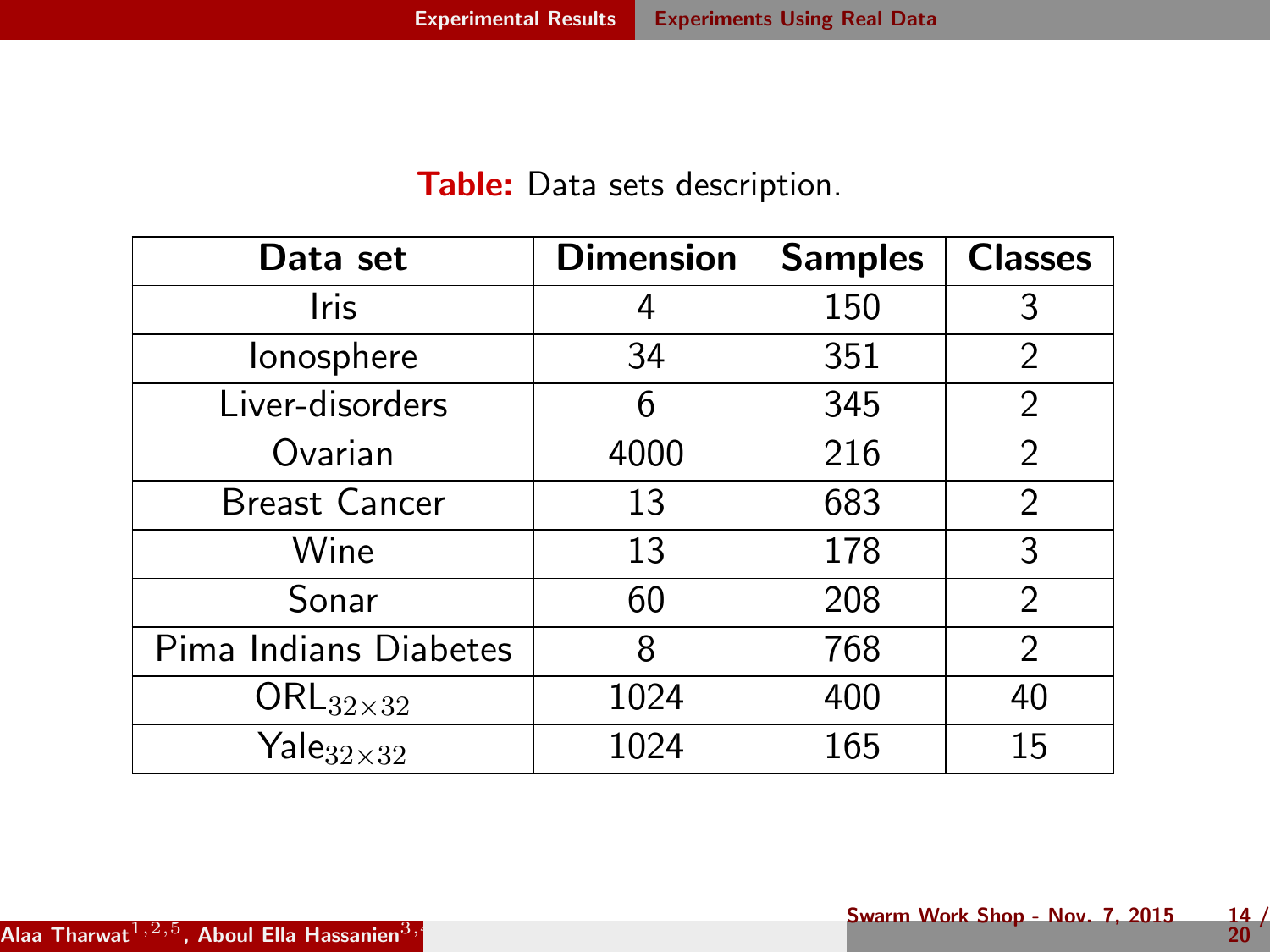**Table:** Data sets description.

| Data set | Dimension | Samples | Classes |
|---|---|---|---|
| Iris | 4 | 150 | 3 |
| Ionosphere | 34 | 351 | 2 |
| Liver-disorders | 6 | 345 | 2 |
| Ovarian | 4000 | 216 | 2 |
| Breast Cancer | 13 | 683 | 2 |
| Wine | 13 | 178 | 3 |
| Sonar | 60 | 208 | 2 |
| Pima Indians Diabetes | 8 | 768 | 2 |
| $\text{ORL}_{32\times32}$ | 1024 | 400 | 40 |
| $\text{Yale}_{32\times32}$ | 1024 | 165 | 15 |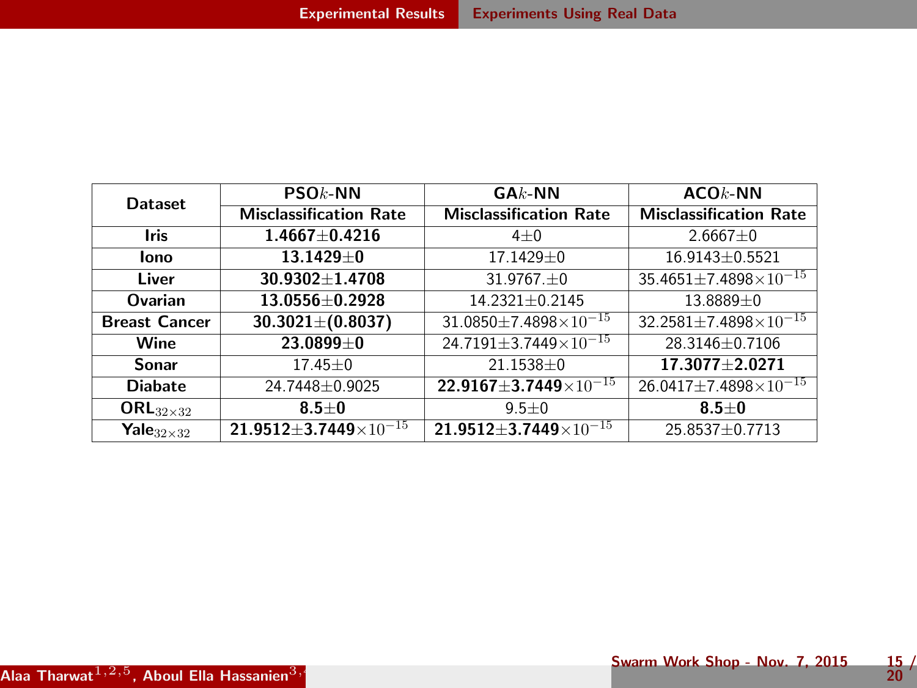| Dataset | PSO$k$-NN | GA$k$-NN | ACO$k$-NN |
|---|---|---|---|
| | Misclassification Rate | Misclassification Rate | Misclassification Rate |
| **Iris** | **1.4667$\pm$0.4216** | 4$\pm$0 | 2.6667$\pm$0 |
| **Iono** | **13.1429$\pm$0** | 17.1429$\pm$0 | 16.9143$\pm$0.5521 |
| **Liver** | **30.9302$\pm$1.4708** | 31.9767.$\pm$0 | 35.4651$\pm$7.4898$\times 10^{-15}$ |
| **Ovarian** | **13.0556$\pm$0.2928** | 14.2321$\pm$0.2145 | 13.8889$\pm$0 |
| **Breast Cancer** | **30.3021$\pm$(0.8037)** | 31.0850$\pm$7.4898$\times 10^{-15}$ | 32.2581$\pm$7.4898$\times 10^{-15}$ |
| **Wine** | **23.0899$\pm$0** | 24.7191$\pm$3.7449$\times 10^{-15}$ | 28.3146$\pm$0.7106 |
| **Sonar** | 17.45$\pm$0 | 21.1538$\pm$0 | **17.3077$\pm$2.0271** |
| **Diabate** | 24.7448$\pm$0.9025 | **22.9167$\pm$3.7449$\times 10^{-15}$** | 26.0417$\pm$7.4898$\times 10^{-15}$ |
| **ORL$_{32\times32}$** | **8.5$\pm$0** | 9.5$\pm$0 | **8.5$\pm$0** |
| **Yale$_{32\times32}$** | **21.9512$\pm$3.7449$\times 10^{-15}$** | **21.9512$\pm$3.7449$\times 10^{-15}$** | 25.8537$\pm$0.7713 |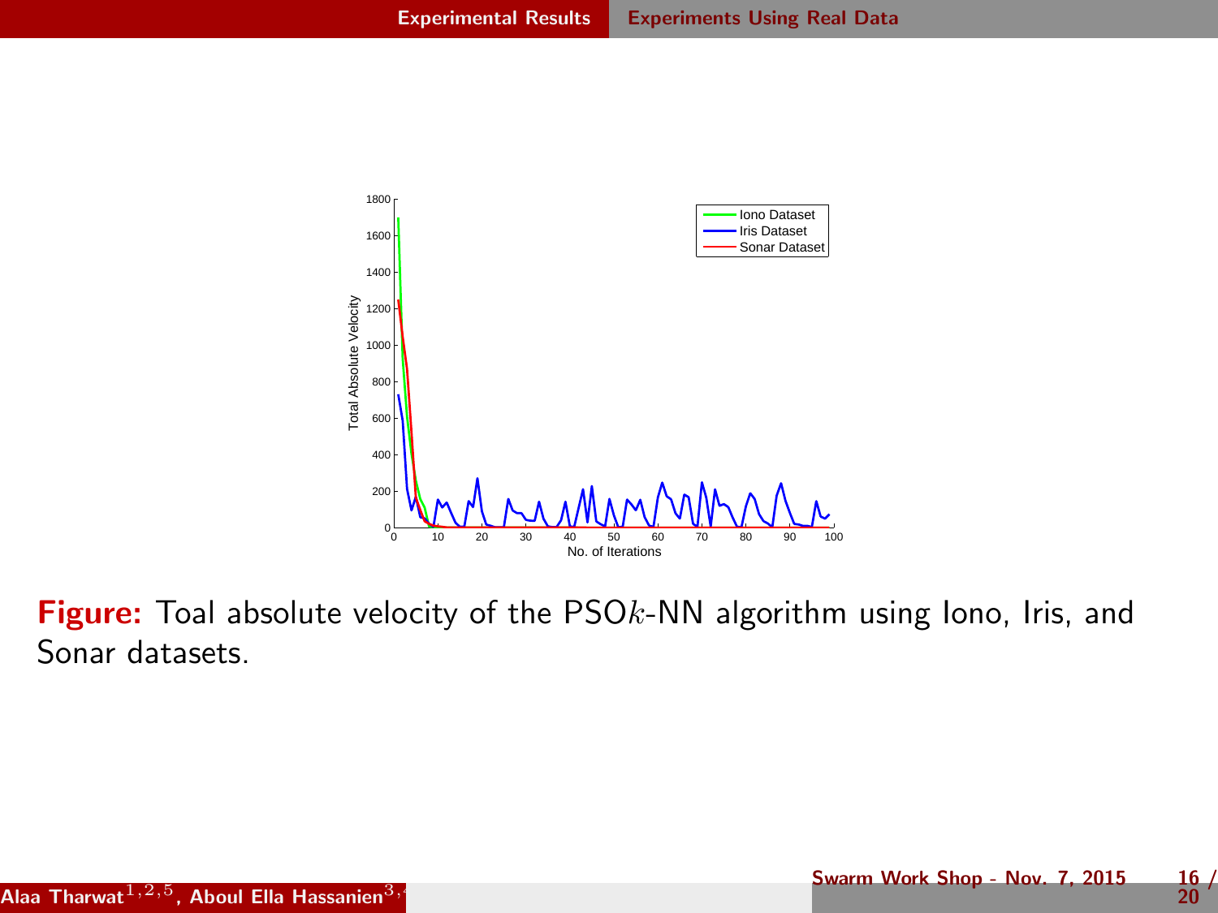**Figure:** Toal absolute velocity of the PSO$k$-NN algorithm using Iono, Iris, and Sonar datasets.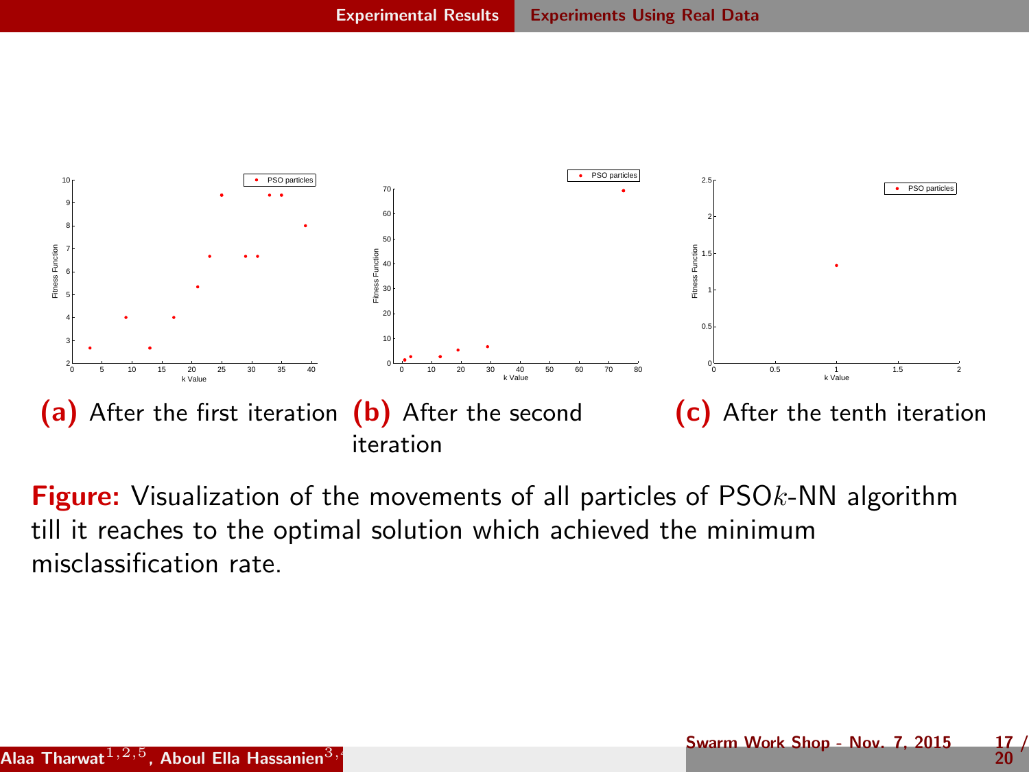(a) After the first iteration

(b) After the second iteration

(c) After the tenth iteration

**Figure:** Visualization of the movements of all particles of PSO$k$-NN algorithm till it reaches to the optimal solution which achieved the minimum misclassification rate.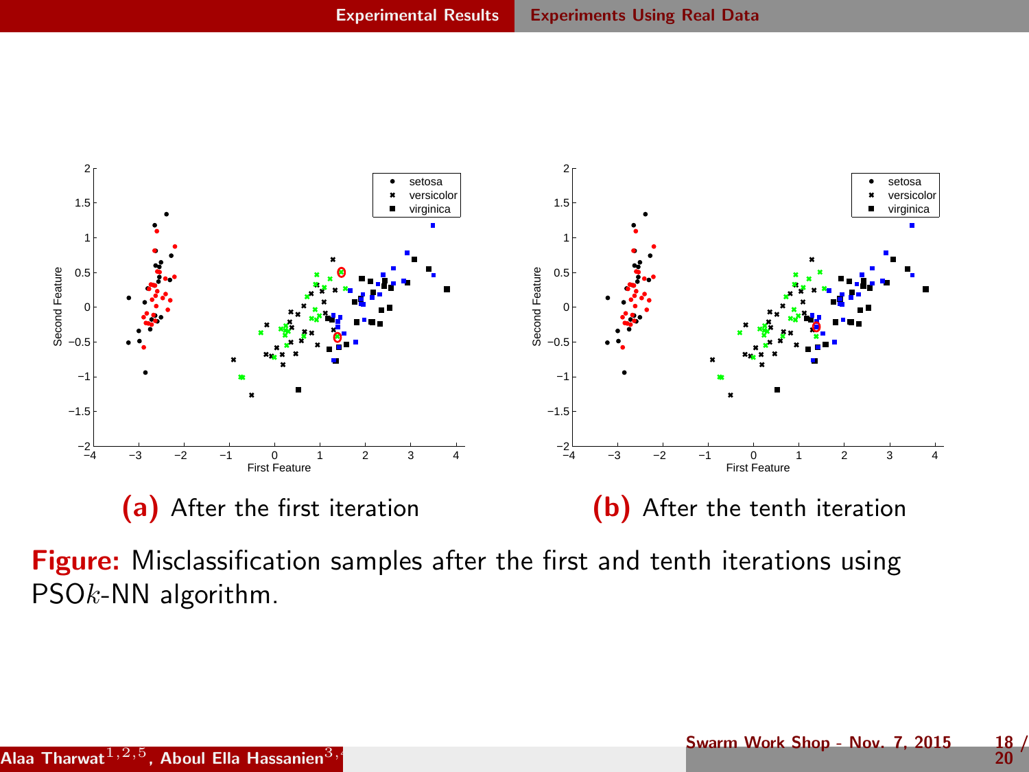(a) After the first iteration

(b) After the tenth iteration

**Figure:** Misclassification samples after the first and tenth iterations using PSO$k$-NN algorithm.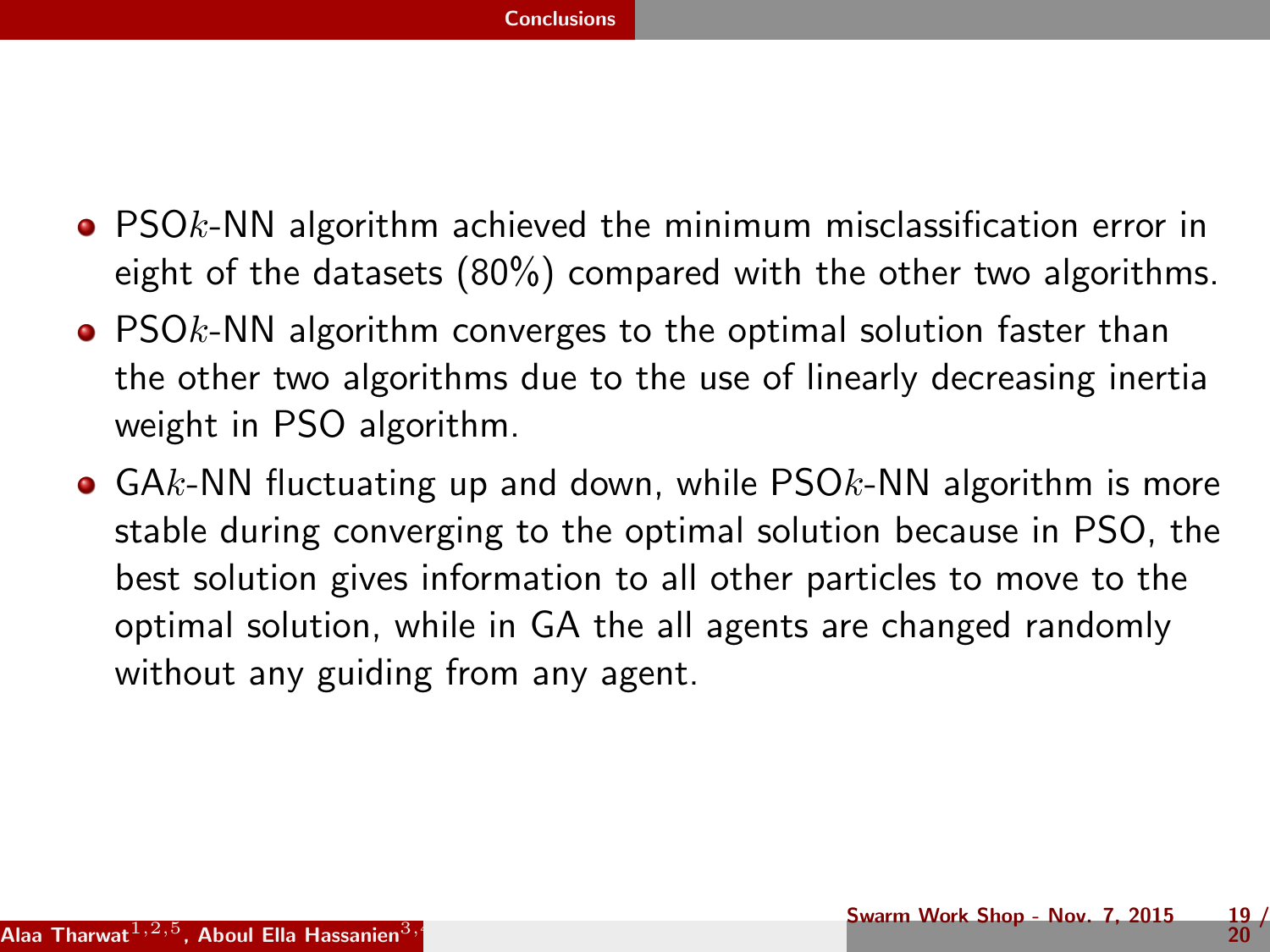## Conclusions

- PSO$k$-NN algorithm achieved the minimum misclassification error in eight of the datasets (80%) compared with the other two algorithms.
- PSO$k$-NN algorithm converges to the optimal solution faster than the other two algorithms due to the use of linearly decreasing inertia weight in PSO algorithm.
- GA$k$-NN fluctuating up and down, while PSO$k$-NN algorithm is more stable during converging to the optimal solution because in PSO, the best solution gives information to all other particles to move to the optimal solution, while in GA the all agents are changed randomly without any guiding from any agent.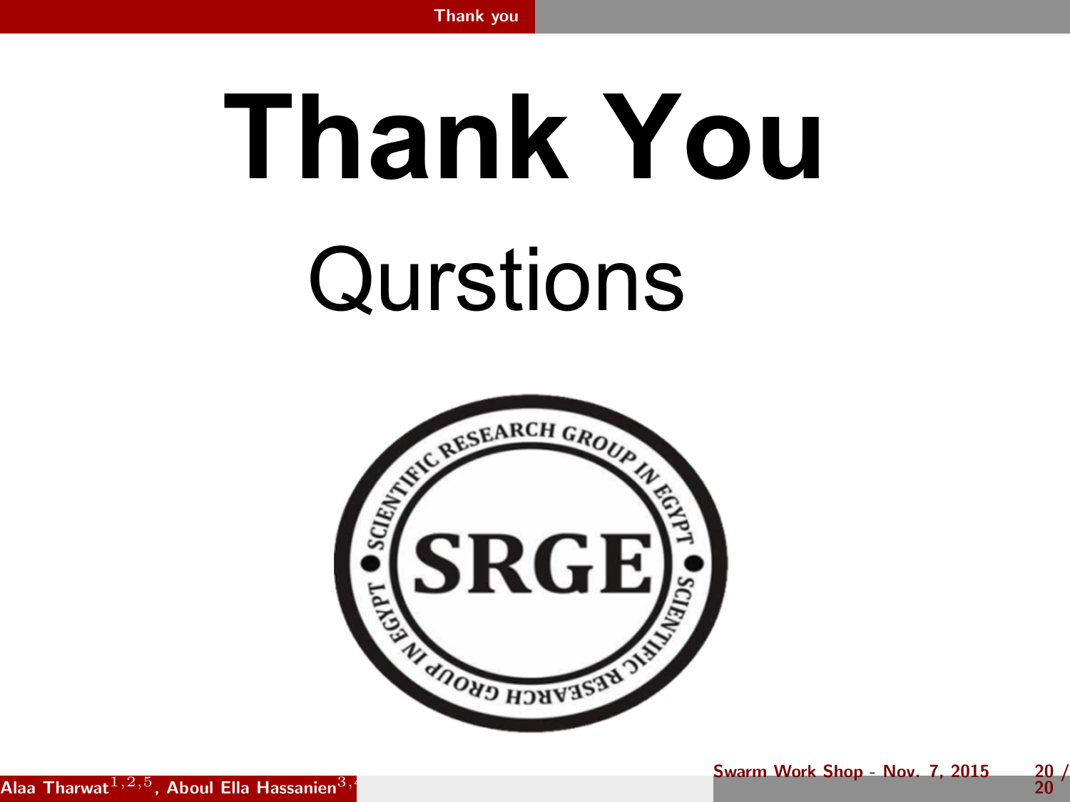# Thank You

Qurstions